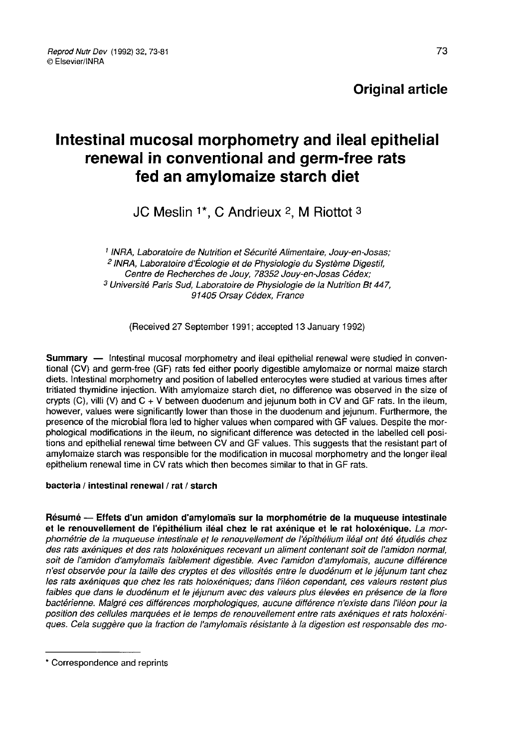Original article

# Intestinal mucosal morphometry and ileal epithelial renewal in conventional and germ-free rats fed an amylomaize starch diet

JC Meslin [1*], C Andrieux [2], M Riottot [3]

[1] INRA, Laboratoire de Nutrition et Sécurité Alimentaire, Jouy-en-Josas;
[2] INRA, Laboratoire d'Écologie et de Physiologie du Système Digestif, Centre de Recherches de Jouy, 78352 Jouy-en-Josas Cédex;
[3] Université Paris Sud, Laboratoire de Physiologie de la Nutrition Bt 447, 91405 Orsay Cédex, France

(Received 27 September 1991; accepted 13 January 1992)

**Summary** — Intestinal mucosal morphometry and ileal epithelial renewal were studied in conventional (CV) and germ-free (GF) rats fed either poorly digestible amylomaize or normal maize starch diets. Intestinal morphometry and position of labelled enterocytes were studied at various times after tritiated thymidine injection. With amylomaize starch diet, no difference was observed in the size of crypts (C), villi (V) and C + V between duodenum and jejunum both in CV and GF rats. In the ileum, however, values were significantly lower than those in the duodenum and jejunum. Furthermore, the presence of the microbial flora led to higher values when compared with GF values. Despite the morphological modifications in the ileum, no significant difference was detected in the labelled cell positions and epithelial renewal time between CV and GF values. This suggests that the resistant part of amylomaize starch was responsible for the modification in mucosal morphometry and the longer ileal epithelium renewal time in CV rats which then becomes similar to that in GF rats.

**bacteria / intestinal renewal / rat / starch**

**Résumé** — **Effets d'un amidon d'amylomaïs sur la morphométrie de la muqueuse intestinale et le renouvellement de l'épithélium iléal chez le rat axénique et le rat holoxénique.** *La morphométrie de la muqueuse intestinale et le renouvellement de l'épithélium iléal ont été étudiés chez des rats axéniques et des rats holoxéniques recevant un aliment contenant soit de l'amidon normal, soit de l'amidon d'amylomaïs faiblement digestible. Avec l'amidon d'amylomaïs, aucune différence n'est observée pour la taille des cryptes et des villosités entre le duodénum et le jéjunum tant chez les rats axéniques que chez les rats holoxéniques; dans l'iléon cependant, ces valeurs restent plus faibles que dans le duodénum et le jéjunum avec des valeurs plus élevées en présence de la flore bactérienne. Malgré ces différences morphologiques, aucune différence n'existe dans l'iléon pour la position des cellules marquées et le temps de renouvellement entre rats axéniques et rats holoxéniques. Cela suggère que la fraction de l'amylomaïs résistante à la digestion est responsable des mo-*

* Correspondence and reprints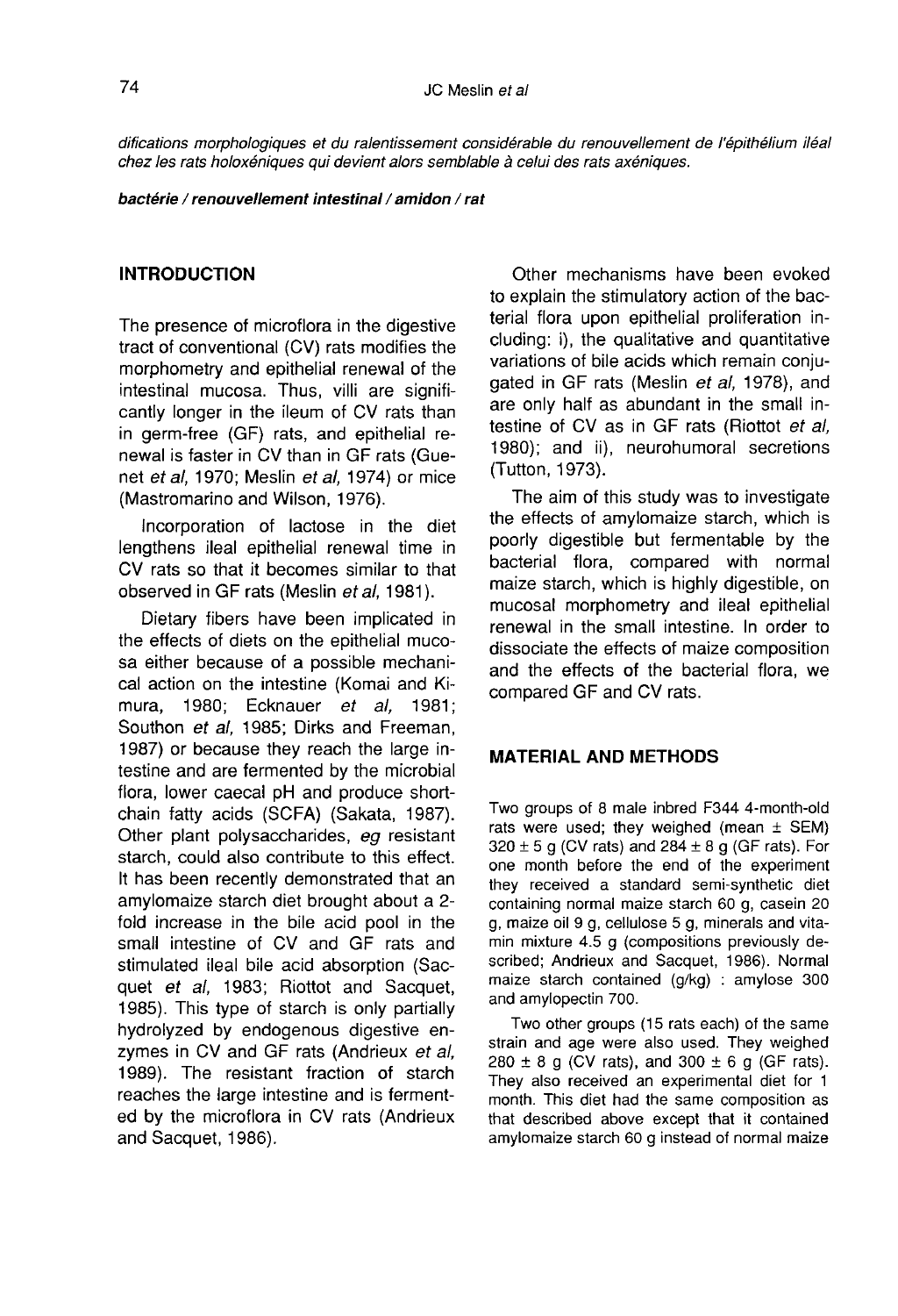*difications morphologiques et du ralentissement considérable du renouvellement de l'épithélium iléal chez les rats holoxéniques qui devient alors semblable à celui des rats axéniques.*

***bactérie / renouvellement intestinal / amidon / rat***

## INTRODUCTION

The presence of microflora in the digestive tract of conventional (CV) rats modifies the morphometry and epithelial renewal of the intestinal mucosa. Thus, villi are significantly longer in the ileum of CV rats than in germ-free (GF) rats, and epithelial renewal is faster in CV than in GF rats (Guenet *et al*, 1970; Meslin *et al*, 1974) or mice (Mastromarino and Wilson, 1976).

Incorporation of lactose in the diet lengthens ileal epithelial renewal time in CV rats so that it becomes similar to that observed in GF rats (Meslin *et al*, 1981).

Dietary fibers have been implicated in the effects of diets on the epithelial mucosa either because of a possible mechanical action on the intestine (Komai and Kimura, 1980; Ecknauer *et al*, 1981; Southon *et al*, 1985; Dirks and Freeman, 1987) or because they reach the large intestine and are fermented by the microbial flora, lower caecal pH and produce short-chain fatty acids (SCFA) (Sakata, 1987). Other plant polysaccharides, *eg* resistant starch, could also contribute to this effect. It has been recently demonstrated that an amylomaize starch diet brought about a 2-fold increase in the bile acid pool in the small intestine of CV and GF rats and stimulated ileal bile acid absorption (Sacquet *et al*, 1983; Riottot and Sacquet, 1985). This type of starch is only partially hydrolyzed by endogenous digestive enzymes in CV and GF rats (Andrieux *et al*, 1989). The resistant fraction of starch reaches the large intestine and is fermented by the microflora in CV rats (Andrieux and Sacquet, 1986).

Other mechanisms have been evoked to explain the stimulatory action of the bacterial flora upon epithelial proliferation including: i), the qualitative and quantitative variations of bile acids which remain conjugated in GF rats (Meslin *et al*, 1978), and are only half as abundant in the small intestine of CV as in GF rats (Riottot *et al*, 1980); and ii), neurohumoral secretions (Tutton, 1973).

The aim of this study was to investigate the effects of amylomaize starch, which is poorly digestible but fermentable by the bacterial flora, compared with normal maize starch, which is highly digestible, on mucosal morphometry and ileal epithelial renewal in the small intestine. In order to dissociate the effects of maize composition and the effects of the bacterial flora, we compared GF and CV rats.

## MATERIAL AND METHODS

Two groups of 8 male inbred F344 4-month-old rats were used; they weighed (mean ± SEM) 320 ± 5 g (CV rats) and 284 ± 8 g (GF rats). For one month before the end of the experiment they received a standard semi-synthetic diet containing normal maize starch 60 g, casein 20 g, maize oil 9 g, cellulose 5 g, minerals and vitamin mixture 4.5 g (compositions previously described; Andrieux and Sacquet, 1986). Normal maize starch contained (g/kg) : amylose 300 and amylopectin 700.

Two other groups (15 rats each) of the same strain and age were also used. They weighed 280 ± 8 g (CV rats), and 300 ± 6 g (GF rats). They also received an experimental diet for 1 month. This diet had the same composition as that described above except that it contained amylomaize starch 60 g instead of normal maize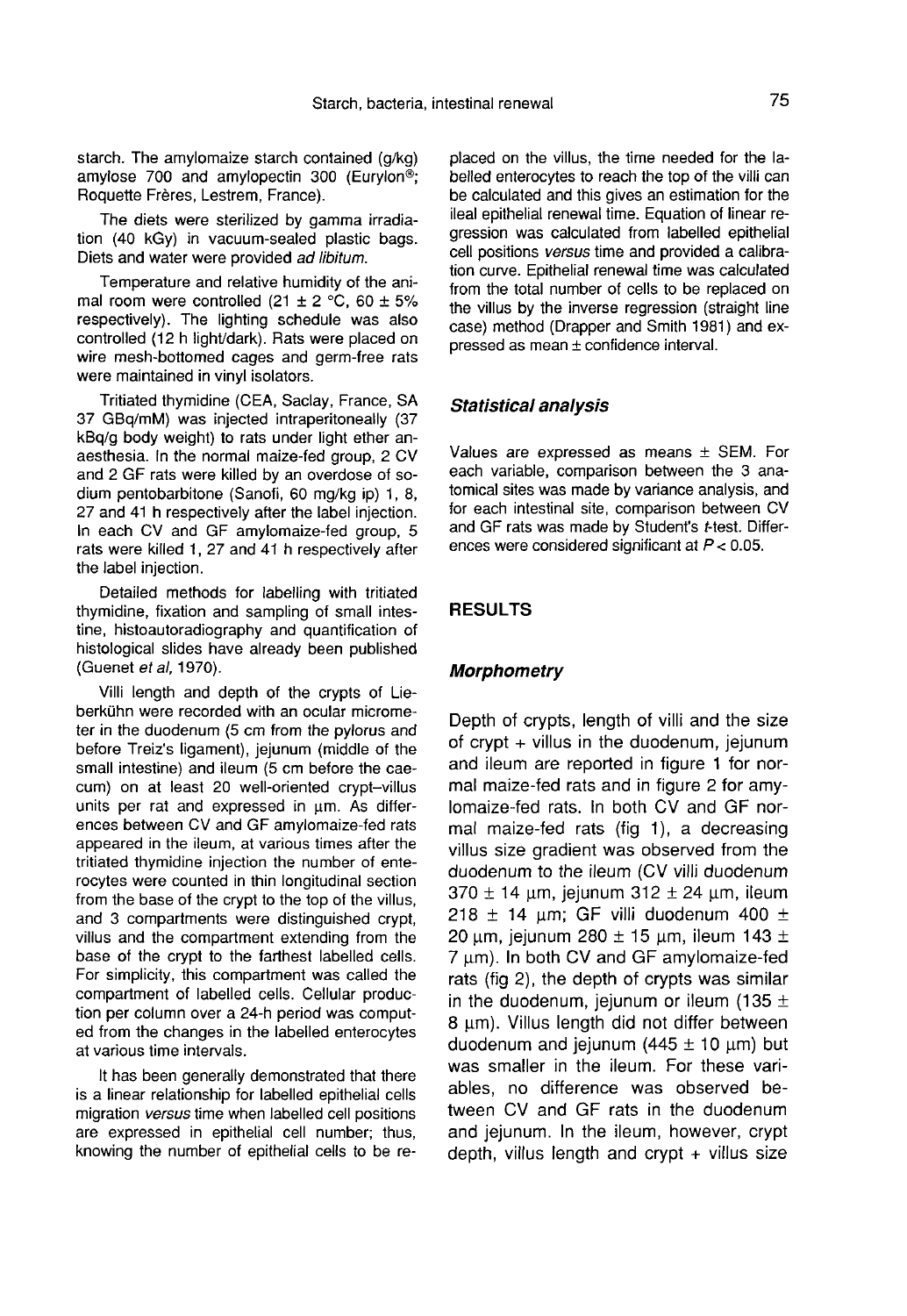starch. The amylomaize starch contained (g/kg) amylose 700 and amylopectin 300 (Eurylon®; Roquette Frères, Lestrem, France).

The diets were sterilized by gamma irradiation (40 kGy) in vacuum-sealed plastic bags. Diets and water were provided *ad libitum*.

Temperature and relative humidity of the animal room were controlled (21 ± 2 °C, 60 ± 5% respectively). The lighting schedule was also controlled (12 h light/dark). Rats were placed on wire mesh-bottomed cages and germ-free rats were maintained in vinyl isolators.

Tritiated thymidine (CEA, Saclay, France, SA 37 GBq/mM) was injected intraperitoneally (37 kBq/g body weight) to rats under light ether anaesthesia. In the normal maize-fed group, 2 CV and 2 GF rats were killed by an overdose of sodium pentobarbitone (Sanofi, 60 mg/kg ip) 1, 8, 27 and 41 h respectively after the label injection. In each CV and GF amylomaize-fed group, 5 rats were killed 1, 27 and 41 h respectively after the label injection.

Detailed methods for labelling with tritiated thymidine, fixation and sampling of small intestine, histoautoradiography and quantification of histological slides have already been published (Guenet *et al*, 1970).

Villi length and depth of the crypts of Lieberkühn were recorded with an ocular micrometer in the duodenum (5 cm from the pylorus and before Treiz's ligament), jejunum (middle of the small intestine) and ileum (5 cm before the caecum) on at least 20 well-oriented crypt–villus units per rat and expressed in µm. As differences between CV and GF amylomaize-fed rats appeared in the ileum, at various times after the tritiated thymidine injection the number of enterocytes were counted in thin longitudinal section from the base of the crypt to the top of the villus, and 3 compartments were distinguished crypt, villus and the compartment extending from the base of the crypt to the farthest labelled cells. For simplicity, this compartment was called the compartment of labelled cells. Cellular production per column over a 24-h period was computed from the changes in the labelled enterocytes at various time intervals.

It has been generally demonstrated that there is a linear relationship for labelled epithelial cells migration *versus* time when labelled cell positions are expressed in epithelial cell number; thus, knowing the number of epithelial cells to be replaced on the villus, the time needed for the labelled enterocytes to reach the top of the villi can be calculated and this gives an estimation for the ileal epithelial renewal time. Equation of linear regression was calculated from labelled epithelial cell positions *versus* time and provided a calibration curve. Epithelial renewal time was calculated from the total number of cells to be replaced on the villus by the inverse regression (straight line case) method (Drapper and Smith 1981) and expressed as mean ± confidence interval.

### Statistical analysis

Values are expressed as means ± SEM. For each variable, comparison between the 3 anatomical sites was made by variance analysis, and for each intestinal site, comparison between CV and GF rats was made by Student's *t*-test. Differences were considered significant at $P < 0.05$.

## RESULTS

### Morphometry

Depth of crypts, length of villi and the size of crypt + villus in the duodenum, jejunum and ileum are reported in figure 1 for normal maize-fed rats and in figure 2 for amylomaize-fed rats. In both CV and GF normal maize-fed rats (fig 1), a decreasing villus size gradient was observed from the duodenum to the ileum (CV villi duodenum 370 ± 14 µm, jejunum 312 ± 24 µm, ileum 218 ± 14 µm; GF villi duodenum 400 ± 20 µm, jejunum 280 ± 15 µm, ileum 143 ± 7 µm). In both CV and GF amylomaize-fed rats (fig 2), the depth of crypts was similar in the duodenum, jejunum or ileum (135 ± 8 µm). Villus length did not differ between duodenum and jejunum (445 ± 10 µm) but was smaller in the ileum. For these variables, no difference was observed between CV and GF rats in the duodenum and jejunum. In the ileum, however, crypt depth, villus length and crypt + villus size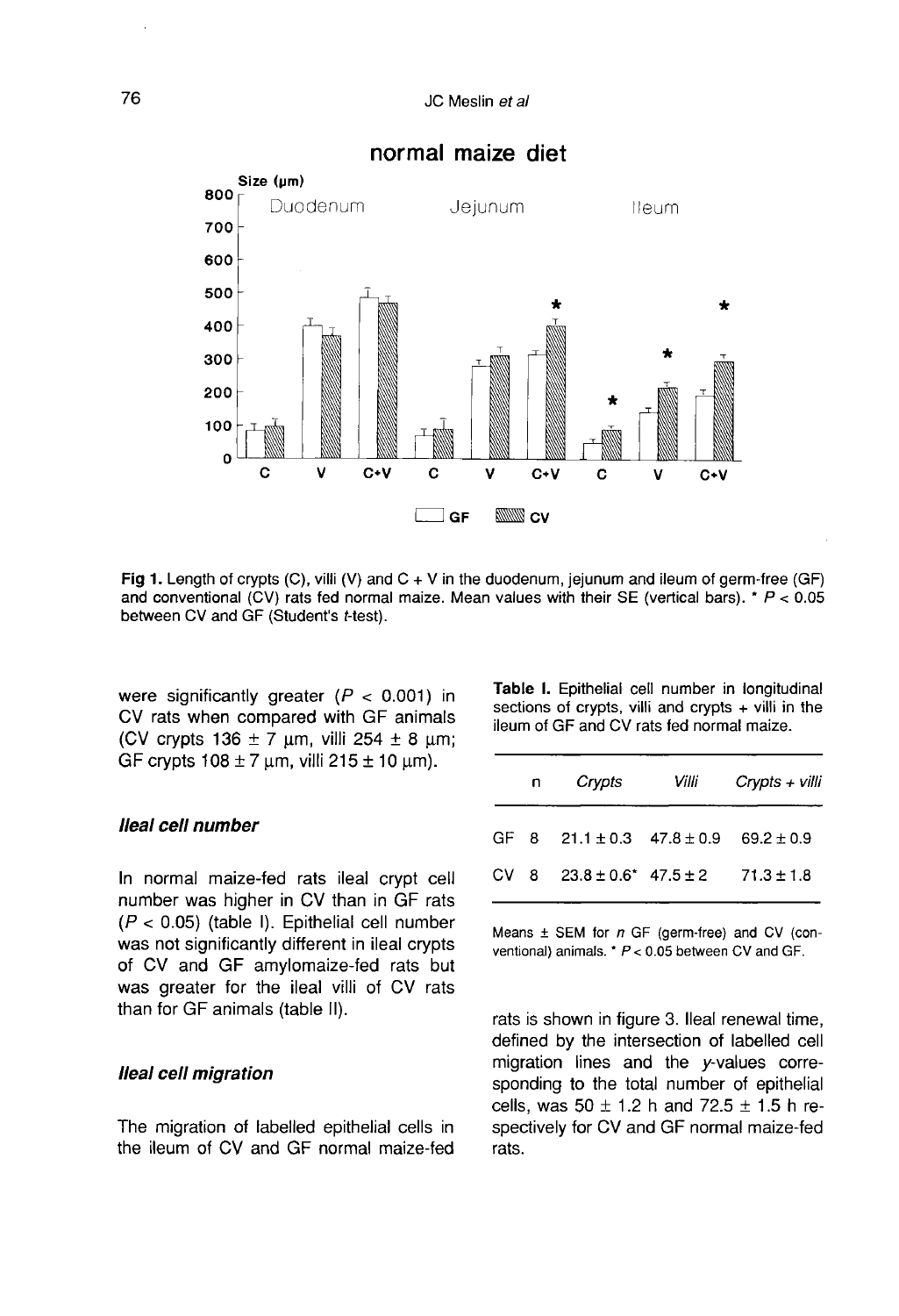normal maize diet

Fig 1. Length of crypts (C), villi (V) and C + V in the duodenum, jejunum and ileum of germ-free (GF) and conventional (CV) rats fed normal maize. Mean values with their SE (vertical bars). * $P < 0.05$ between CV and GF (Student's *t*-test).

were significantly greater ($P < 0.001$) in CV rats when compared with GF animals (CV crypts 136 ± 7 μm, villi 254 ± 8 μm; GF crypts 108 ± 7 μm, villi 215 ± 10 μm).

### *Ileal cell number*

In normal maize-fed rats ileal crypt cell number was higher in CV than in GF rats ($P < 0.05$) (table I). Epithelial cell number was not significantly different in ileal crypts of CV and GF amylomaize-fed rats but was greater for the ileal villi of CV rats than for GF animals (table II).

### *Ileal cell migration*

The migration of labelled epithelial cells in the ileum of CV and GF normal maize-fed rats is shown in figure 3. Ileal renewal time, defined by the intersection of labelled cell migration lines and the *y*-values corresponding to the total number of epithelial cells, was 50 ± 1.2 h and 72.5 ± 1.5 h respectively for CV and GF normal maize-fed rats.

**Table I.** Epithelial cell number in longitudinal sections of crypts, villi and crypts + villi in the ileum of GF and CV rats fed normal maize.

| | n | *Crypts* | *Villi* | *Crypts + villi* |
|---|---|---|---|---|
| GF | 8 | 21.1 ± 0.3 | 47.8 ± 0.9 | 69.2 ± 0.9 |
| CV | 8 | 23.8 ± 0.6* | 47.5 ± 2 | 71.3 ± 1.8 |

Means ± SEM for *n* GF (germ-free) and CV (conventional) animals. * $P < 0.05$ between CV and GF.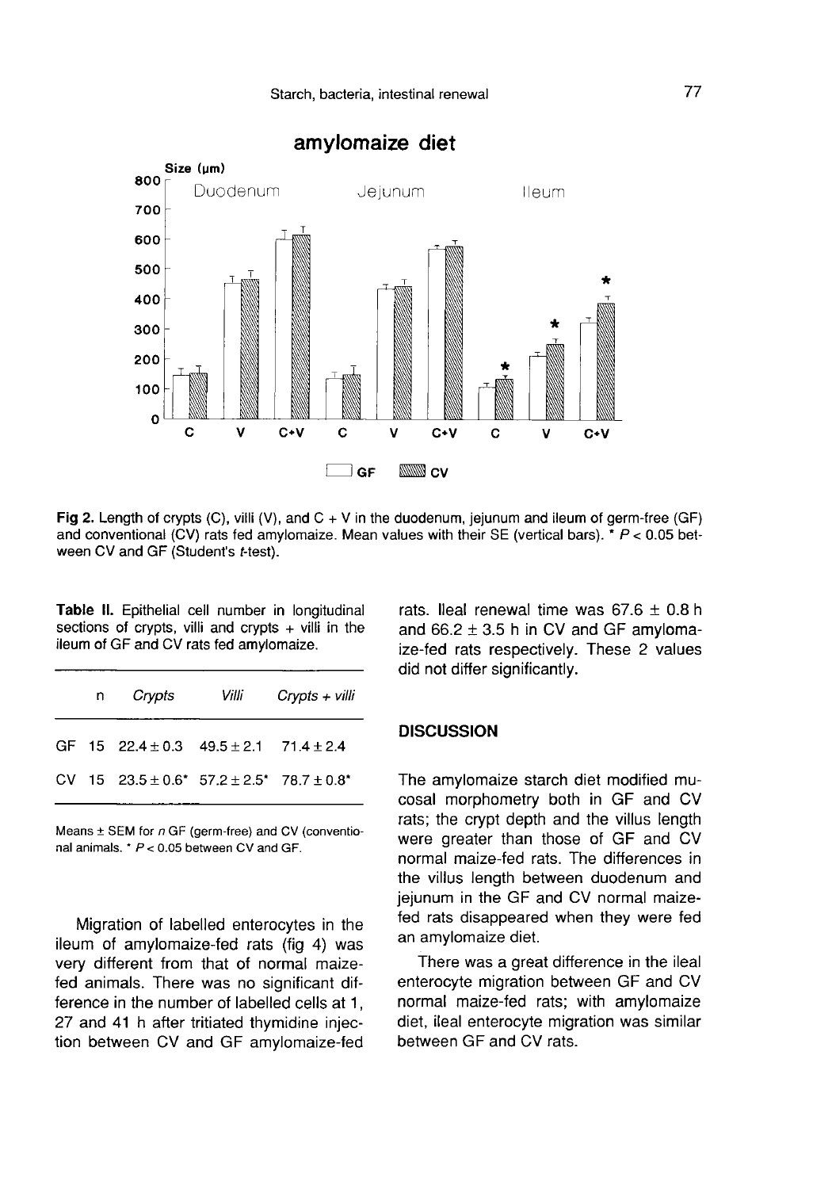Fig 2. Length of crypts (C), villi (V), and C + V in the duodenum, jejunum and ileum of germ-free (GF) and conventional (CV) rats fed amylomaize. Mean values with their SE (vertical bars). * $P < 0.05$ between CV and GF (Student's *t*-test).

**Table II.** Epithelial cell number in longitudinal sections of crypts, villi and crypts + villi in the ileum of GF and CV rats fed amylomaize.

| | n | *Crypts* | *Villi* | *Crypts + villi* |
|---|---|---|---|---|
| GF | 15 | 22.4 ± 0.3 | 49.5 ± 2.1 | 71.4 ± 2.4 |
| CV | 15 | 23.5 ± 0.6* | 57.2 ± 2.5* | 78.7 ± 0.8* |

Means ± SEM for *n* GF (germ-free) and CV (conventional animals. * $P < 0.05$ between CV and GF.

Migration of labelled enterocytes in the ileum of amylomaize-fed rats (fig 4) was very different from that of normal maize-fed animals. There was no significant difference in the number of labelled cells at 1, 27 and 41 h after tritiated thymidine injection between CV and GF amylomaize-fed rats. Ileal renewal time was 67.6 ± 0.8 h and 66.2 ± 3.5 h in CV and GF amylomaize-fed rats respectively. These 2 values did not differ significantly.

## DISCUSSION

The amylomaize starch diet modified mucosal morphometry both in GF and CV rats; the crypt depth and the villus length were greater than those of GF and CV normal maize-fed rats. The differences in the villus length between duodenum and jejunum in the GF and CV normal maize-fed rats disappeared when they were fed an amylomaize diet.

There was a great difference in the ileal enterocyte migration between GF and CV normal maize-fed rats; with amylomaize diet, ileal enterocyte migration was similar between GF and CV rats.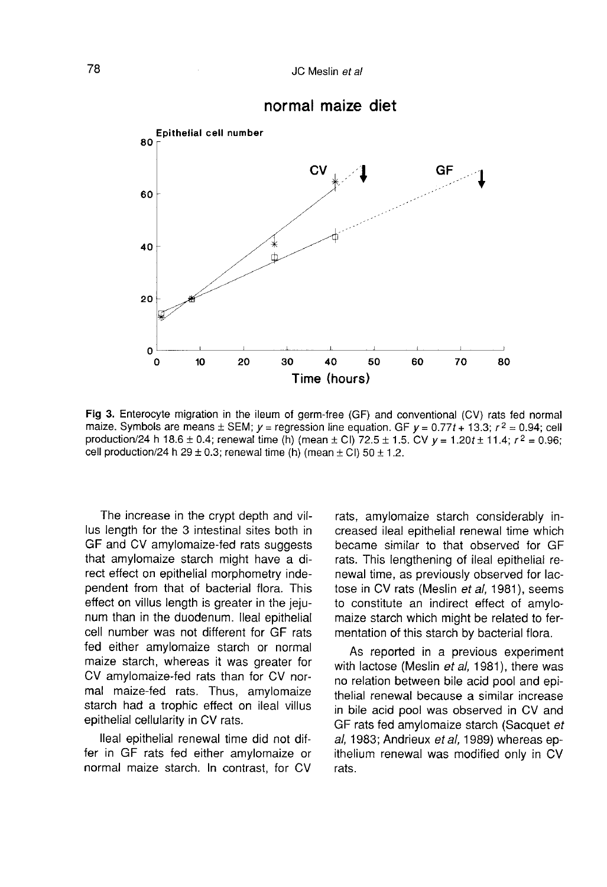Fig 3. Enterocyte migration in the ileum of germ-free (GF) and conventional (CV) rats fed normal maize. Symbols are means ± SEM; $y$ = regression line equation. GF $y = 0.77t + 13.3$; $r^2 = 0.94$; cell production/24 h 18.6 ± 0.4; renewal time (h) (mean ± CI) 72.5 ± 1.5. CV $y = 1.20t \pm 11.4$; $r^2 = 0.96$; cell production/24 h 29 ± 0.3; renewal time (h) (mean ± CI) 50 ± 1.2.

The increase in the crypt depth and villus length for the 3 intestinal sites both in GF and CV amylomaize-fed rats suggests that amylomaize starch might have a direct effect on epithelial morphometry independent from that of bacterial flora. This effect on villus length is greater in the jejunum than in the duodenum. Ileal epithelial cell number was not different for GF rats fed either amylomaize starch or normal maize starch, whereas it was greater for CV amylomaize-fed rats than for CV normal maize-fed rats. Thus, amylomaize starch had a trophic effect on ileal villus epithelial cellularity in CV rats.

Ileal epithelial renewal time did not differ in GF rats fed either amylomaize or normal maize starch. In contrast, for CV rats, amylomaize starch considerably increased ileal epithelial renewal time which became similar to that observed for GF rats. This lengthening of ileal epithelial renewal time, as previously observed for lactose in CV rats (Meslin *et al*, 1981), seems to constitute an indirect effect of amylomaize starch which might be related to fermentation of this starch by bacterial flora.

As reported in a previous experiment with lactose (Meslin *et al*, 1981), there was no relation between bile acid pool and epithelial renewal because a similar increase in bile acid pool was observed in CV and GF rats fed amylomaize starch (Sacquet *et al*, 1983; Andrieux *et al*, 1989) whereas epithelium renewal was modified only in CV rats.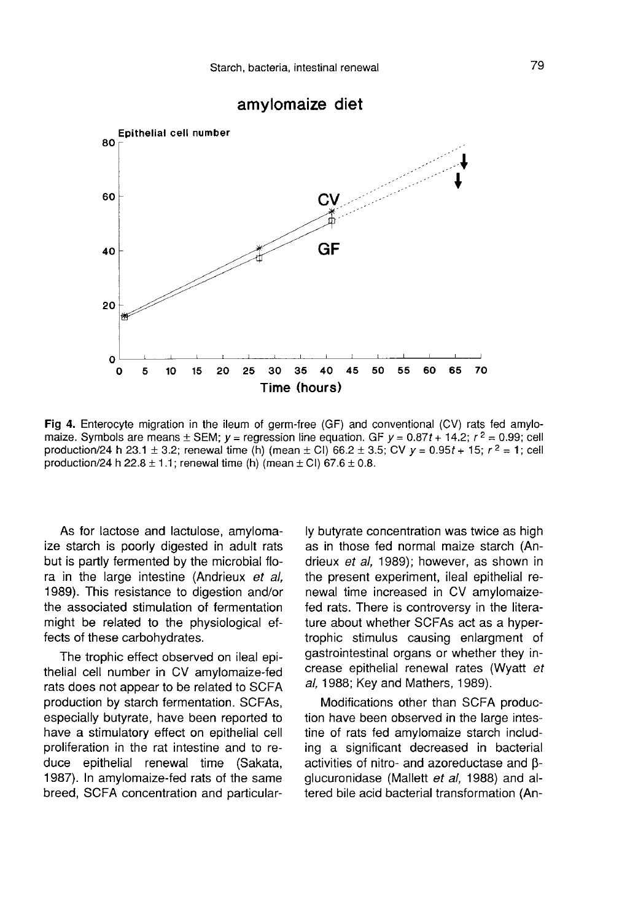**Fig 4.** Enterocyte migration in the ileum of germ-free (GF) and conventional (CV) rats fed amylomaize. Symbols are means ± SEM; $y$ = regression line equation. GF $y = 0.87t + 14.2$; $r^2 = 0.99$; cell production/24 h 23.1 ± 3.2; renewal time (h) (mean ± CI) 66.2 ± 3.5; CV $y = 0.95t + 15$; $r^2 = 1$; cell production/24 h 22.8 ± 1.1; renewal time (h) (mean ± CI) 67.6 ± 0.8.

As for lactose and lactulose, amylomaize starch is poorly digested in adult rats but is partly fermented by the microbial flora in the large intestine (Andrieux *et al*, 1989). This resistance to digestion and/or the associated stimulation of fermentation might be related to the physiological effects of these carbohydrates.

The trophic effect observed on ileal epithelial cell number in CV amylomaize-fed rats does not appear to be related to SCFA production by starch fermentation. SCFAs, especially butyrate, have been reported to have a stimulatory effect on epithelial cell proliferation in the rat intestine and to reduce epithelial renewal time (Sakata, 1987). In amylomaize-fed rats of the same breed, SCFA concentration and particularly butyrate concentration was twice as high as in those fed normal maize starch (Andrieux *et al*, 1989); however, as shown in the present experiment, ileal epithelial renewal time increased in CV amylomaize-fed rats. There is controversy in the literature about whether SCFAs act as a hypertrophic stimulus causing enlargment of gastrointestinal organs or whether they increase epithelial renewal rates (Wyatt *et al*, 1988; Key and Mathers, 1989).

Modifications other than SCFA production have been observed in the large intestine of rats fed amylomaize starch including a significant decreased in bacterial activities of nitro- and azoreductase and β-glucuronidase (Mallett *et al*, 1988) and altered bile acid bacterial transformation (An-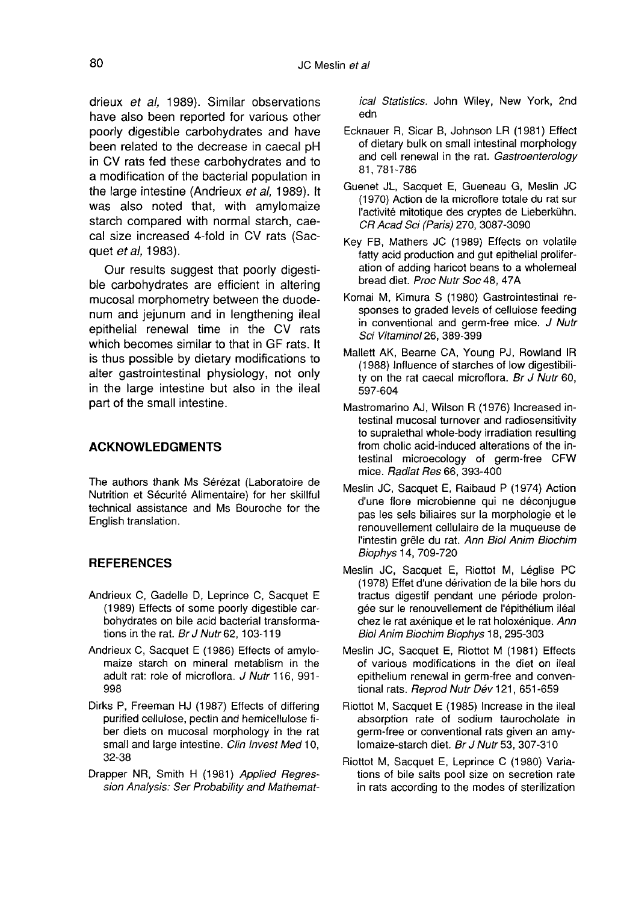drieux *et al*, 1989). Similar observations have also been reported for various other poorly digestible carbohydrates and have been related to the decrease in caecal pH in CV rats fed these carbohydrates and to a modification of the bacterial population in the large intestine (Andrieux *et al*, 1989). It was also noted that, with amylomaize starch compared with normal starch, caecal size increased 4-fold in CV rats (Sacquet *et al*, 1983).

Our results suggest that poorly digestible carbohydrates are efficient in altering mucosal morphometry between the duodenum and jejunum and in lengthening ileal epithelial renewal time in the CV rats which becomes similar to that in GF rats. It is thus possible by dietary modifications to alter gastrointestinal physiology, not only in the large intestine but also in the ileal part of the small intestine.

## ACKNOWLEDGMENTS

The authors thank Ms Sérézat (Laboratoire de Nutrition et Sécurité Alimentaire) for her skillful technical assistance and Ms Bouroche for the English translation.

## REFERENCES

Andrieux C, Gadelle D, Leprince C, Sacquet E (1989) Effects of some poorly digestible carbohydrates on bile acid bacterial transformations in the rat. *Br J Nutr* 62, 103-119

Andrieux C, Sacquet E (1986) Effects of amylomaize starch on mineral metablism in the adult rat: role of microflora. *J Nutr* 116, 991-998

Dirks P, Freeman HJ (1987) Effects of differing purified cellulose, pectin and hemicellulose fiber diets on mucosal morphology in the rat small and large intestine. *Clin Invest Med* 10, 32-38

Drapper NR, Smith H (1981) *Applied Regression Analysis: Ser Probability and Mathematical Statistics.* John Wiley, New York, 2nd edn

Ecknauer R, Sicar B, Johnson LR (1981) Effect of dietary bulk on small intestinal morphology and cell renewal in the rat. *Gastroenterology* 81, 781-786

Guenet JL, Sacquet E, Gueneau G, Meslin JC (1970) Action de la microflore totale du rat sur l'activité mitotique des cryptes de Lieberkühn. *CR Acad Sci (Paris)* 270, 3087-3090

Key FB, Mathers JC (1989) Effects on volatile fatty acid production and gut epithelial proliferation of adding haricot beans to a wholemeal bread diet. *Proc Nutr Soc* 48, 47A

Komai M, Kimura S (1980) Gastrointestinal responses to graded levels of cellulose feeding in conventional and germ-free mice. *J Nutr Sci Vitaminol* 26, 389-399

Mallett AK, Bearne CA, Young PJ, Rowland IR (1988) Influence of starches of low digestibility on the rat caecal microflora. *Br J Nutr* 60, 597-604

Mastromarino AJ, Wilson R (1976) Increased intestinal mucosal turnover and radiosensitivity to supralethal whole-body irradiation resulting from cholic acid-induced alterations of the intestinal microecology of germ-free CFW mice. *Radiat Res* 66, 393-400

Meslin JC, Sacquet E, Raibaud P (1974) Action d'une flore microbienne qui ne déconjugue pas les sels biliaires sur la morphologie et le renouvellement cellulaire de la muqueuse de l'intestin grêle du rat. *Ann Biol Anim Biochim Biophys* 14, 709-720

Meslin JC, Sacquet E, Riottot M, Léglise PC (1978) Effet d'une dérivation de la bile hors du tractus digestif pendant une période prolongée sur le renouvellement de l'épithélium iléal chez le rat axénique et le rat holoxénique. *Ann Biol Anim Biochim Biophys* 18, 295-303

Meslin JC, Sacquet E, Riottot M (1981) Effects of various modifications in the diet on ileal epithelium renewal in germ-free and conventional rats. *Reprod Nutr Dév* 121, 651-659

Riottot M, Sacquet E (1985) Increase in the ileal absorption rate of sodium taurocholate in germ-free or conventional rats given an amylomaize-starch diet. *Br J Nutr* 53, 307-310

Riottot M, Sacquet E, Leprince C (1980) Variations of bile salts pool size on secretion rate in rats according to the modes of sterilization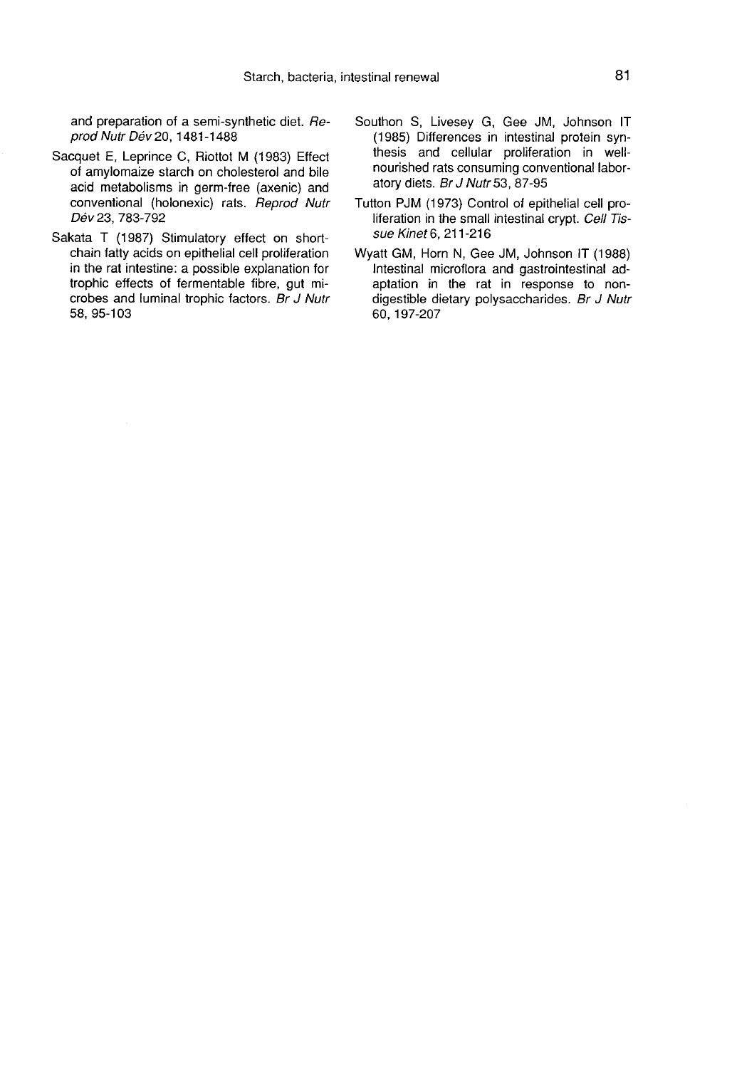and preparation of a semi-synthetic diet. *Reprod Nutr Dév* 20, 1481-1488

Sacquet E, Leprince C, Riottot M (1983) Effect of amylomaize starch on cholesterol and bile acid metabolisms in germ-free (axenic) and conventional (holonexic) rats. *Reprod Nutr Dév* 23, 783-792

Sakata T (1987) Stimulatory effect on short-chain fatty acids on epithelial cell proliferation in the rat intestine: a possible explanation for trophic effects of fermentable fibre, gut microbes and luminal trophic factors. *Br J Nutr* 58, 95-103

Southon S, Livesey G, Gee JM, Johnson IT (1985) Differences in intestinal protein synthesis and cellular proliferation in well-nourished rats consuming conventional laboratory diets. *Br J Nutr* 53, 87-95

Tutton PJM (1973) Control of epithelial cell proliferation in the small intestinal crypt. *Cell Tissue Kinet* 6, 211-216

Wyatt GM, Horn N, Gee JM, Johnson IT (1988) Intestinal microflora and gastrointestinal adaptation in the rat in response to non-digestible dietary polysaccharides. *Br J Nutr* 60, 197-207